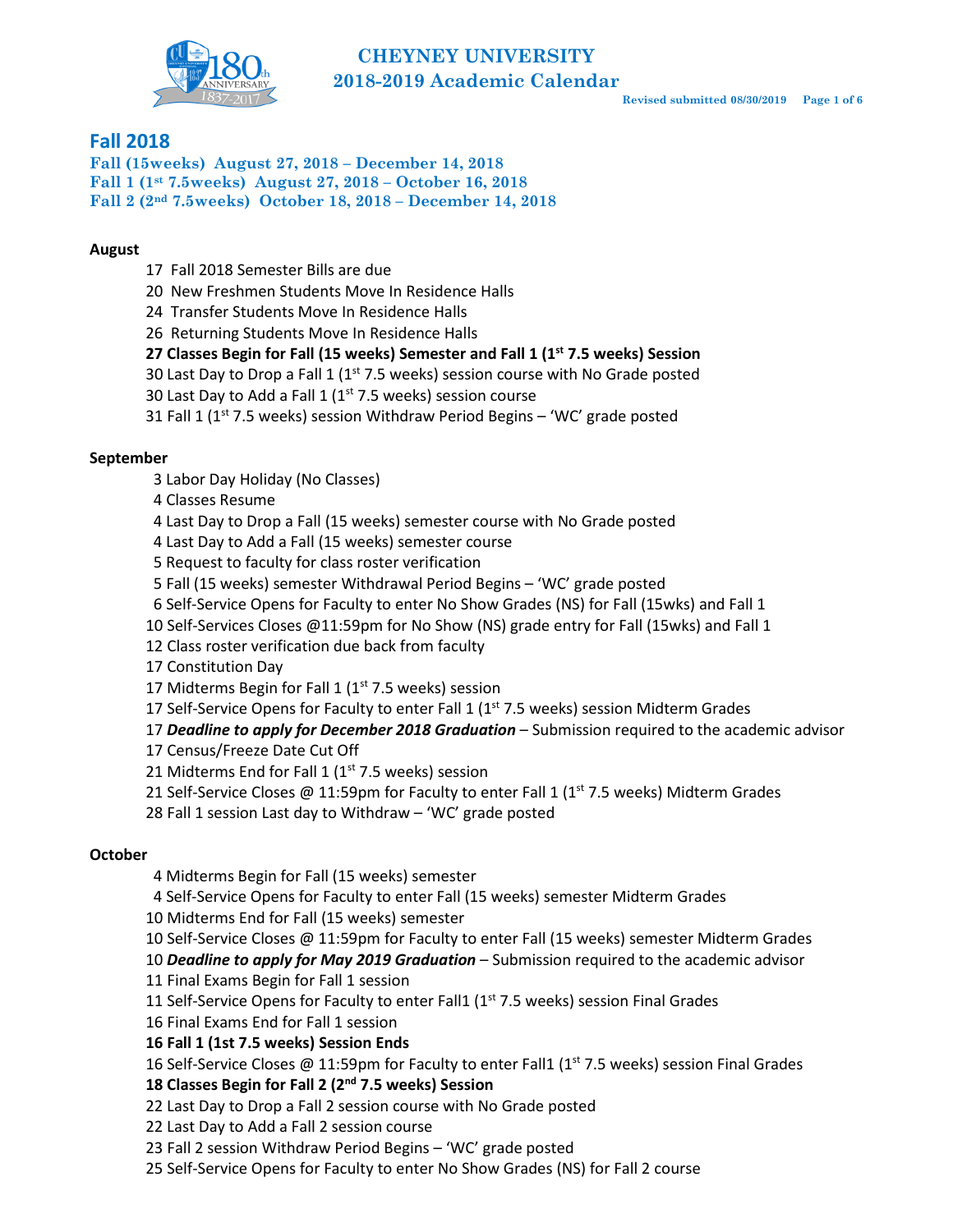# CHEYNEY UNIVERSITY
## 2018-2019 Academic Calendar

Revised submitted 08/30/2019

## Fall 2018

**Fall (15weeks) August 27, 2018 – December 14, 2018**
**Fall 1 (1st 7.5weeks) August 27, 2018 – October 16, 2018**
**Fall 2 (2nd 7.5weeks) October 18, 2018 – December 14, 2018**

### August

17 Fall 2018 Semester Bills are due
20 New Freshmen Students Move In Residence Halls
24 Transfer Students Move In Residence Halls
26 Returning Students Move In Residence Halls
**27 Classes Begin for Fall (15 weeks) Semester and Fall 1 (1st 7.5 weeks) Session**
30 Last Day to Drop a Fall 1 (1st 7.5 weeks) session course with No Grade posted
30 Last Day to Add a Fall 1 (1st 7.5 weeks) session course
31 Fall 1 (1st 7.5 weeks) session Withdraw Period Begins – 'WC' grade posted

### September

3 Labor Day Holiday (No Classes)
4 Classes Resume
4 Last Day to Drop a Fall (15 weeks) semester course with No Grade posted
4 Last Day to Add a Fall (15 weeks) semester course
5 Request to faculty for class roster verification
5 Fall (15 weeks) semester Withdrawal Period Begins – 'WC' grade posted
6 Self-Service Opens for Faculty to enter No Show Grades (NS) for Fall (15wks) and Fall 1
10 Self-Services Closes @11:59pm for No Show (NS) grade entry for Fall (15wks) and Fall 1
12 Class roster verification due back from faculty
17 Constitution Day
17 Midterms Begin for Fall 1 (1st 7.5 weeks) session
17 Self-Service Opens for Faculty to enter Fall 1 (1st 7.5 weeks) session Midterm Grades
17 ***Deadline to apply for December 2018 Graduation*** – Submission required to the academic advisor
17 Census/Freeze Date Cut Off
21 Midterms End for Fall 1 (1st 7.5 weeks) session
21 Self-Service Closes @ 11:59pm for Faculty to enter Fall 1 (1st 7.5 weeks) Midterm Grades
28 Fall 1 session Last day to Withdraw – 'WC' grade posted

### October

4 Midterms Begin for Fall (15 weeks) semester
4 Self-Service Opens for Faculty to enter Fall (15 weeks) semester Midterm Grades
10 Midterms End for Fall (15 weeks) semester
10 Self-Service Closes @ 11:59pm for Faculty to enter Fall (15 weeks) semester Midterm Grades
10 ***Deadline to apply for May 2019 Graduation*** – Submission required to the academic advisor
11 Final Exams Begin for Fall 1 session
11 Self-Service Opens for Faculty to enter Fall1 (1st 7.5 weeks) session Final Grades
16 Final Exams End for Fall 1 session
**16 Fall 1 (1st 7.5 weeks) Session Ends**
16 Self-Service Closes @ 11:59pm for Faculty to enter Fall1 (1st 7.5 weeks) session Final Grades
**18 Classes Begin for Fall 2 (2nd 7.5 weeks) Session**
22 Last Day to Drop a Fall 2 session course with No Grade posted
22 Last Day to Add a Fall 2 session course
23 Fall 2 session Withdraw Period Begins – 'WC' grade posted
25 Self-Service Opens for Faculty to enter No Show Grades (NS) for Fall 2 course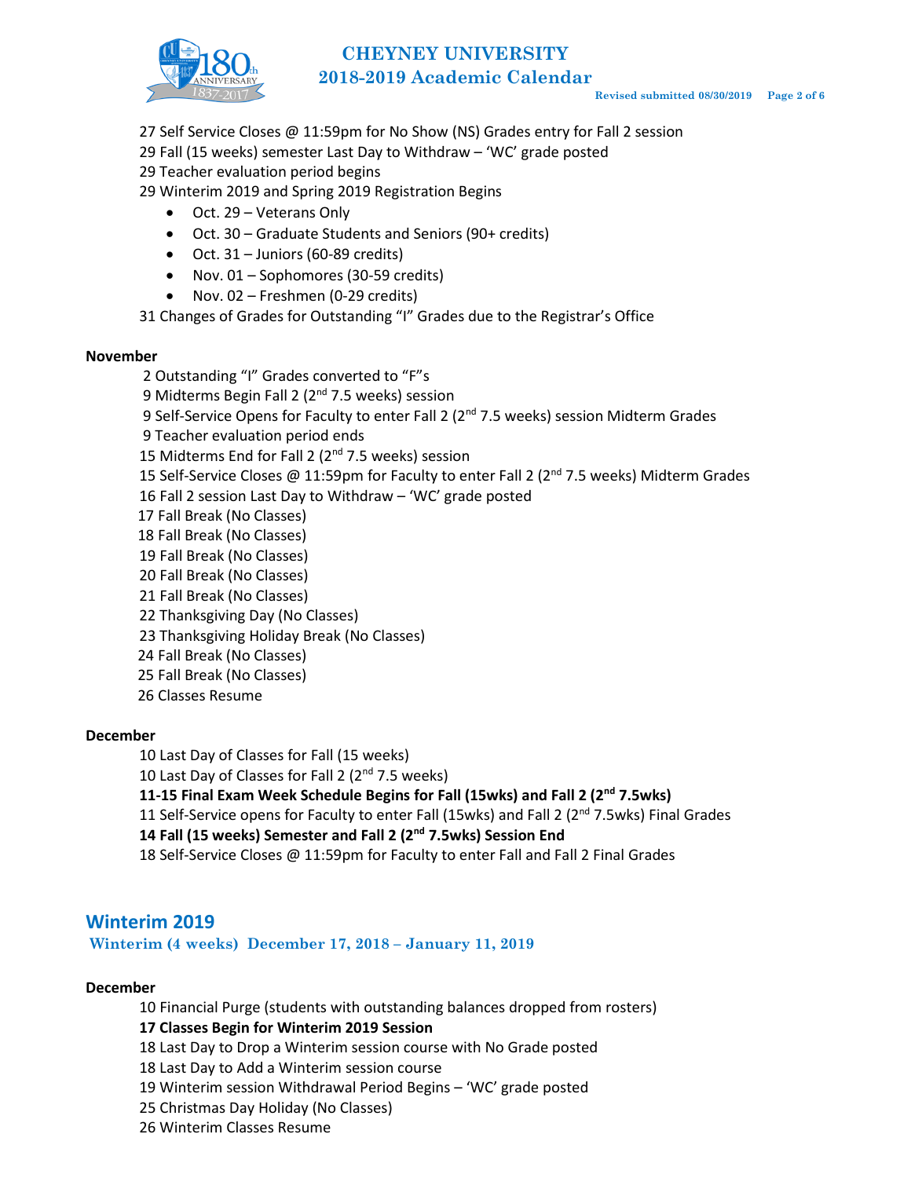27 Self Service Closes @ 11:59pm for No Show (NS) Grades entry for Fall 2 session
29 Fall (15 weeks) semester Last Day to Withdraw – 'WC' grade posted
29 Teacher evaluation period begins
29 Winterim 2019 and Spring 2019 Registration Begins

- Oct. 29 – Veterans Only
- Oct. 30 – Graduate Students and Seniors (90+ credits)
- Oct. 31 – Juniors (60-89 credits)
- Nov. 01 – Sophomores (30-59 credits)
- Nov. 02 – Freshmen (0-29 credits)

31 Changes of Grades for Outstanding "I" Grades due to the Registrar's Office

**November**

2 Outstanding "I" Grades converted to "F"s
9 Midterms Begin Fall 2 (2nd 7.5 weeks) session
9 Self-Service Opens for Faculty to enter Fall 2 (2nd 7.5 weeks) session Midterm Grades
9 Teacher evaluation period ends
15 Midterms End for Fall 2 (2nd 7.5 weeks) session
15 Self-Service Closes @ 11:59pm for Faculty to enter Fall 2 (2nd 7.5 weeks) Midterm Grades
16 Fall 2 session Last Day to Withdraw – 'WC' grade posted
17 Fall Break (No Classes)
18 Fall Break (No Classes)
19 Fall Break (No Classes)
20 Fall Break (No Classes)
21 Fall Break (No Classes)
22 Thanksgiving Day (No Classes)
23 Thanksgiving Holiday Break (No Classes)
24 Fall Break (No Classes)
25 Fall Break (No Classes)
26 Classes Resume

**December**

10 Last Day of Classes for Fall (15 weeks)
10 Last Day of Classes for Fall 2 (2nd 7.5 weeks)
**11-15 Final Exam Week Schedule Begins for Fall (15wks) and Fall 2 (2nd 7.5wks)**
11 Self-Service opens for Faculty to enter Fall (15wks) and Fall 2 (2nd 7.5wks) Final Grades
**14 Fall (15 weeks) Semester and Fall 2 (2nd 7.5wks) Session End**
18 Self-Service Closes @ 11:59pm for Faculty to enter Fall and Fall 2 Final Grades

## Winterim 2019

**Winterim (4 weeks) December 17, 2018 – January 11, 2019**

**December**

10 Financial Purge (students with outstanding balances dropped from rosters)
**17 Classes Begin for Winterim 2019 Session**
18 Last Day to Drop a Winterim session course with No Grade posted
18 Last Day to Add a Winterim session course
19 Winterim session Withdrawal Period Begins – 'WC' grade posted
25 Christmas Day Holiday (No Classes)
26 Winterim Classes Resume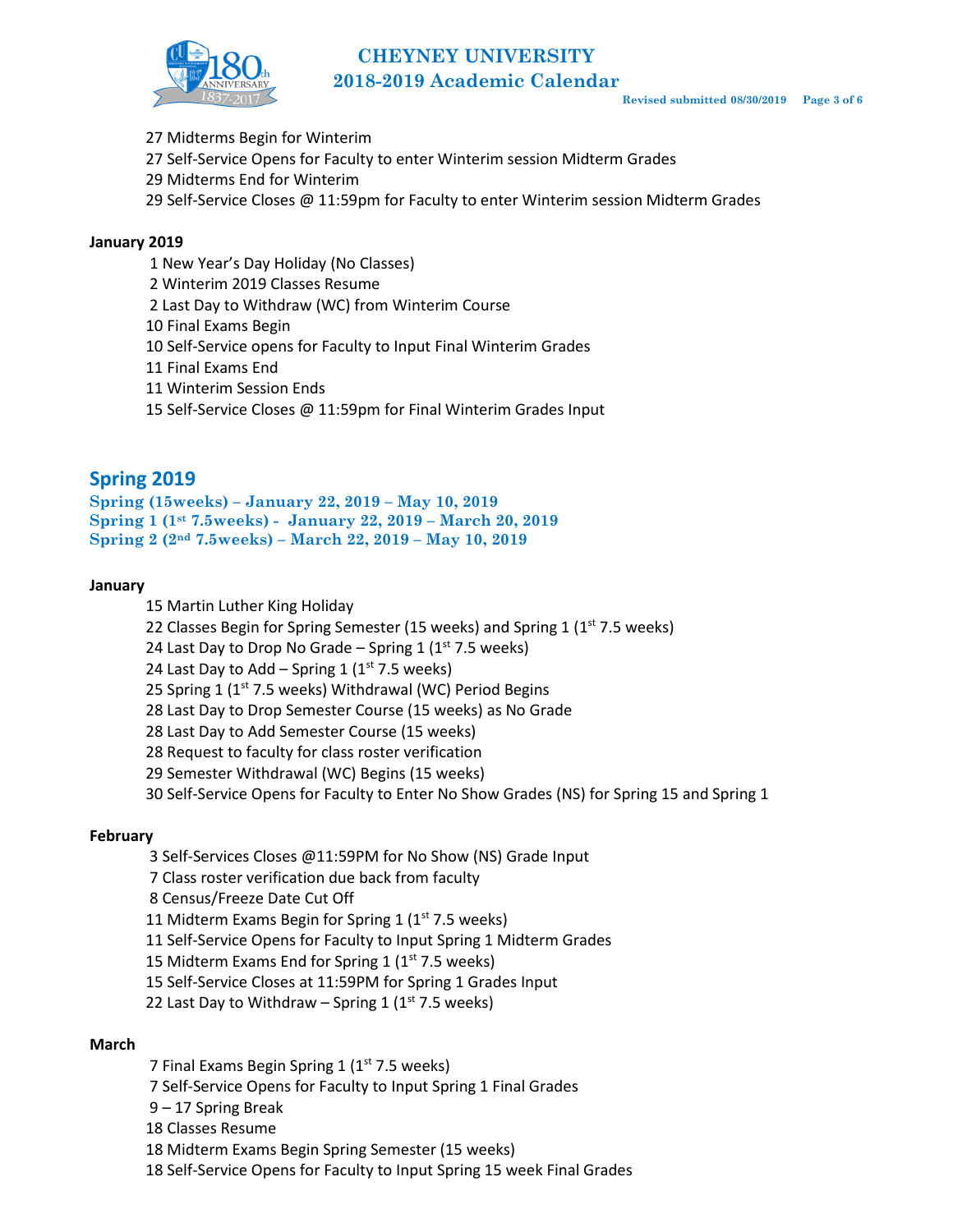27 Midterms Begin for Winterim
27 Self-Service Opens for Faculty to enter Winterim session Midterm Grades
29 Midterms End for Winterim
29 Self-Service Closes @ 11:59pm for Faculty to enter Winterim session Midterm Grades

**January 2019**

1 New Year's Day Holiday (No Classes)
2 Winterim 2019 Classes Resume
2 Last Day to Withdraw (WC) from Winterim Course
10 Final Exams Begin
10 Self-Service opens for Faculty to Input Final Winterim Grades
11 Final Exams End
11 Winterim Session Ends
15 Self-Service Closes @ 11:59pm for Final Winterim Grades Input

## Spring 2019

**Spring (15weeks) – January 22, 2019 – May 10, 2019**
**Spring 1 (1st 7.5weeks) - January 22, 2019 – March 20, 2019**
**Spring 2 (2nd 7.5weeks) – March 22, 2019 – May 10, 2019**

**January**

15 Martin Luther King Holiday
22 Classes Begin for Spring Semester (15 weeks) and Spring 1 (1st 7.5 weeks)
24 Last Day to Drop No Grade – Spring 1 (1st 7.5 weeks)
24 Last Day to Add – Spring 1 (1st 7.5 weeks)
25 Spring 1 (1st 7.5 weeks) Withdrawal (WC) Period Begins
28 Last Day to Drop Semester Course (15 weeks) as No Grade
28 Last Day to Add Semester Course (15 weeks)
28 Request to faculty for class roster verification
29 Semester Withdrawal (WC) Begins (15 weeks)
30 Self-Service Opens for Faculty to Enter No Show Grades (NS) for Spring 15 and Spring 1

**February**

3 Self-Services Closes @11:59PM for No Show (NS) Grade Input
7 Class roster verification due back from faculty
8 Census/Freeze Date Cut Off
11 Midterm Exams Begin for Spring 1 (1st 7.5 weeks)
11 Self-Service Opens for Faculty to Input Spring 1 Midterm Grades
15 Midterm Exams End for Spring 1 (1st 7.5 weeks)
15 Self-Service Closes at 11:59PM for Spring 1 Grades Input
22 Last Day to Withdraw – Spring 1 (1st 7.5 weeks)

**March**

7 Final Exams Begin Spring 1 (1st 7.5 weeks)
7 Self-Service Opens for Faculty to Input Spring 1 Final Grades
9 – 17 Spring Break
18 Classes Resume
18 Midterm Exams Begin Spring Semester (15 weeks)
18 Self-Service Opens for Faculty to Input Spring 15 week Final Grades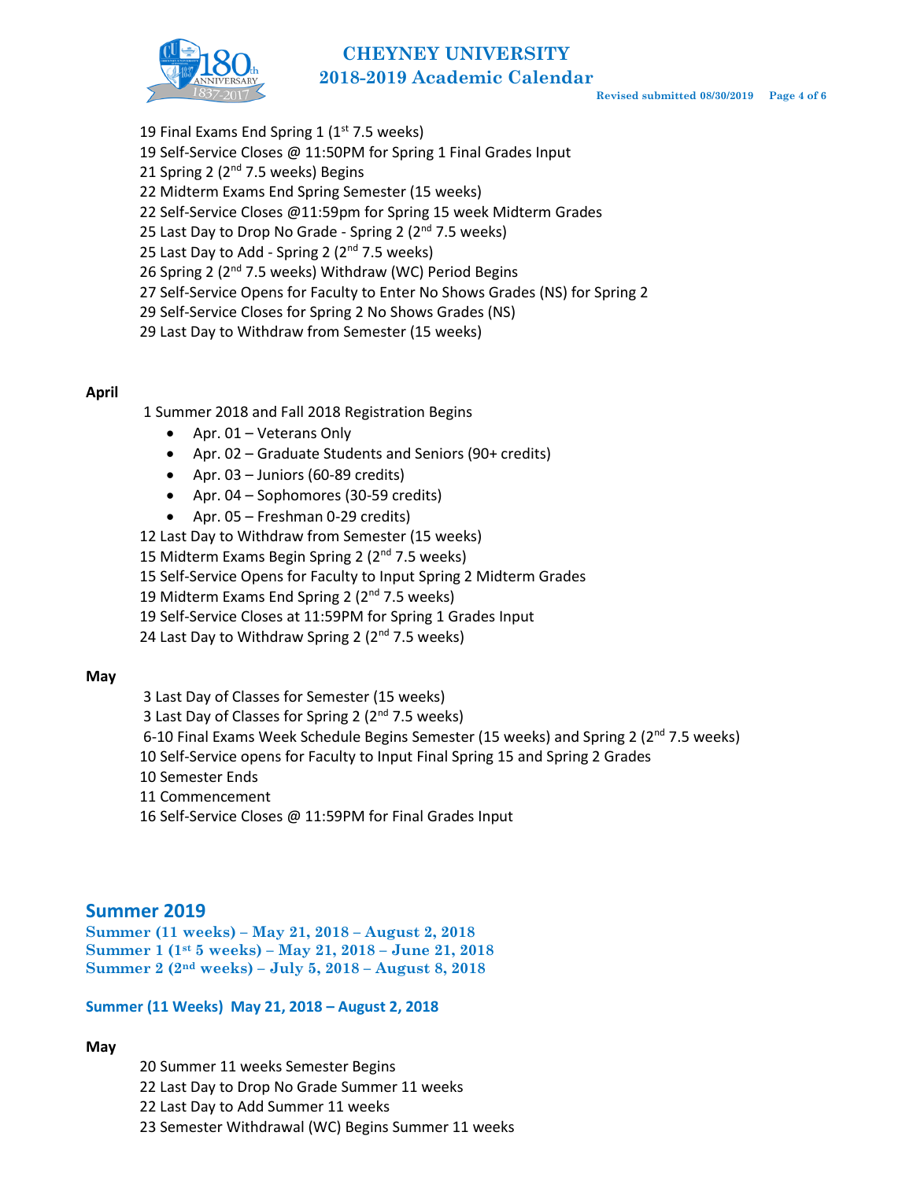19 Final Exams End Spring 1 (1st 7.5 weeks)
19 Self-Service Closes @ 11:50PM for Spring 1 Final Grades Input
21 Spring 2 (2nd 7.5 weeks) Begins
22 Midterm Exams End Spring Semester (15 weeks)
22 Self-Service Closes @11:59pm for Spring 15 week Midterm Grades
25 Last Day to Drop No Grade - Spring 2 (2nd 7.5 weeks)
25 Last Day to Add - Spring 2 (2nd 7.5 weeks)
26 Spring 2 (2nd 7.5 weeks) Withdraw (WC) Period Begins
27 Self-Service Opens for Faculty to Enter No Shows Grades (NS) for Spring 2
29 Self-Service Closes for Spring 2 No Shows Grades (NS)
29 Last Day to Withdraw from Semester (15 weeks)

**April**

1 Summer 2018 and Fall 2018 Registration Begins

- Apr. 01 – Veterans Only
- Apr. 02 – Graduate Students and Seniors (90+ credits)
- Apr. 03 – Juniors (60-89 credits)
- Apr. 04 – Sophomores (30-59 credits)
- Apr. 05 – Freshman 0-29 credits)

12 Last Day to Withdraw from Semester (15 weeks)
15 Midterm Exams Begin Spring 2 (2nd 7.5 weeks)
15 Self-Service Opens for Faculty to Input Spring 2 Midterm Grades
19 Midterm Exams End Spring 2 (2nd 7.5 weeks)
19 Self-Service Closes at 11:59PM for Spring 1 Grades Input
24 Last Day to Withdraw Spring 2 (2nd 7.5 weeks)

**May**

3 Last Day of Classes for Semester (15 weeks)
3 Last Day of Classes for Spring 2 (2nd 7.5 weeks)
6-10 Final Exams Week Schedule Begins Semester (15 weeks) and Spring 2 (2nd 7.5 weeks)
10 Self-Service opens for Faculty to Input Final Spring 15 and Spring 2 Grades
10 Semester Ends
11 Commencement
16 Self-Service Closes @ 11:59PM for Final Grades Input

## Summer 2019

**Summer (11 weeks) – May 21, 2018 – August 2, 2018**
**Summer 1 (1st 5 weeks) – May 21, 2018 – June 21, 2018**
**Summer 2 (2nd weeks) – July 5, 2018 – August 8, 2018**

### Summer (11 Weeks) May 21, 2018 – August 2, 2018

**May**

20 Summer 11 weeks Semester Begins
22 Last Day to Drop No Grade Summer 11 weeks
22 Last Day to Add Summer 11 weeks
23 Semester Withdrawal (WC) Begins Summer 11 weeks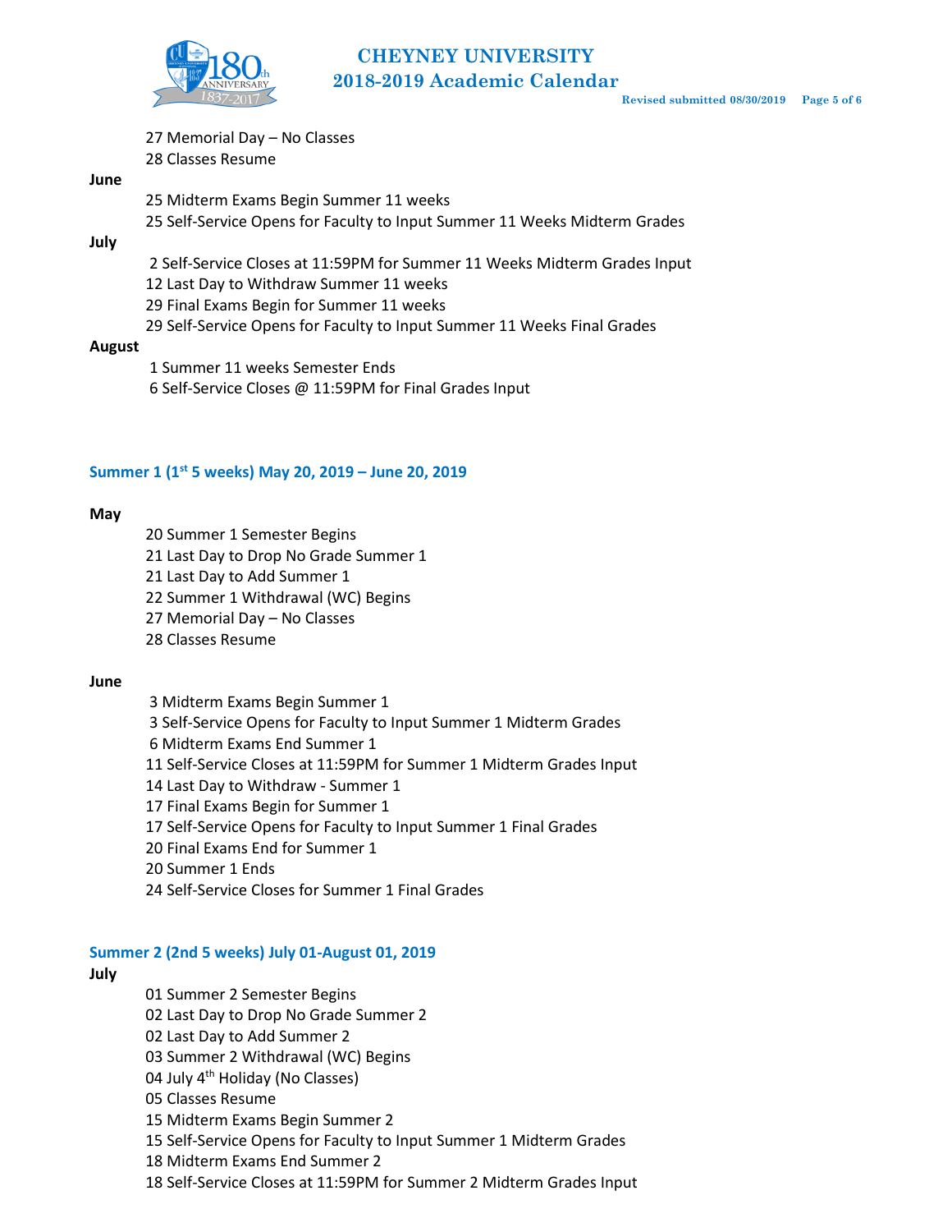27 Memorial Day – No Classes
28 Classes Resume

**June**

25 Midterm Exams Begin Summer 11 weeks
25 Self-Service Opens for Faculty to Input Summer 11 Weeks Midterm Grades

**July**

2 Self-Service Closes at 11:59PM for Summer 11 Weeks Midterm Grades Input
12 Last Day to Withdraw Summer 11 weeks
29 Final Exams Begin for Summer 11 weeks
29 Self-Service Opens for Faculty to Input Summer 11 Weeks Final Grades

**August**

1 Summer 11 weeks Semester Ends
6 Self-Service Closes @ 11:59PM for Final Grades Input

## Summer 1 (1st 5 weeks) May 20, 2019 – June 20, 2019

**May**

20 Summer 1 Semester Begins
21 Last Day to Drop No Grade Summer 1
21 Last Day to Add Summer 1
22 Summer 1 Withdrawal (WC) Begins
27 Memorial Day – No Classes
28 Classes Resume

**June**

3 Midterm Exams Begin Summer 1
3 Self-Service Opens for Faculty to Input Summer 1 Midterm Grades
6 Midterm Exams End Summer 1
11 Self-Service Closes at 11:59PM for Summer 1 Midterm Grades Input
14 Last Day to Withdraw - Summer 1
17 Final Exams Begin for Summer 1
17 Self-Service Opens for Faculty to Input Summer 1 Final Grades
20 Final Exams End for Summer 1
20 Summer 1 Ends
24 Self-Service Closes for Summer 1 Final Grades

## Summer 2 (2nd 5 weeks) July 01-August 01, 2019

**July**

01 Summer 2 Semester Begins
02 Last Day to Drop No Grade Summer 2
02 Last Day to Add Summer 2
03 Summer 2 Withdrawal (WC) Begins
04 July 4th Holiday (No Classes)
05 Classes Resume
15 Midterm Exams Begin Summer 2
15 Self-Service Opens for Faculty to Input Summer 1 Midterm Grades
18 Midterm Exams End Summer 2
18 Self-Service Closes at 11:59PM for Summer 2 Midterm Grades Input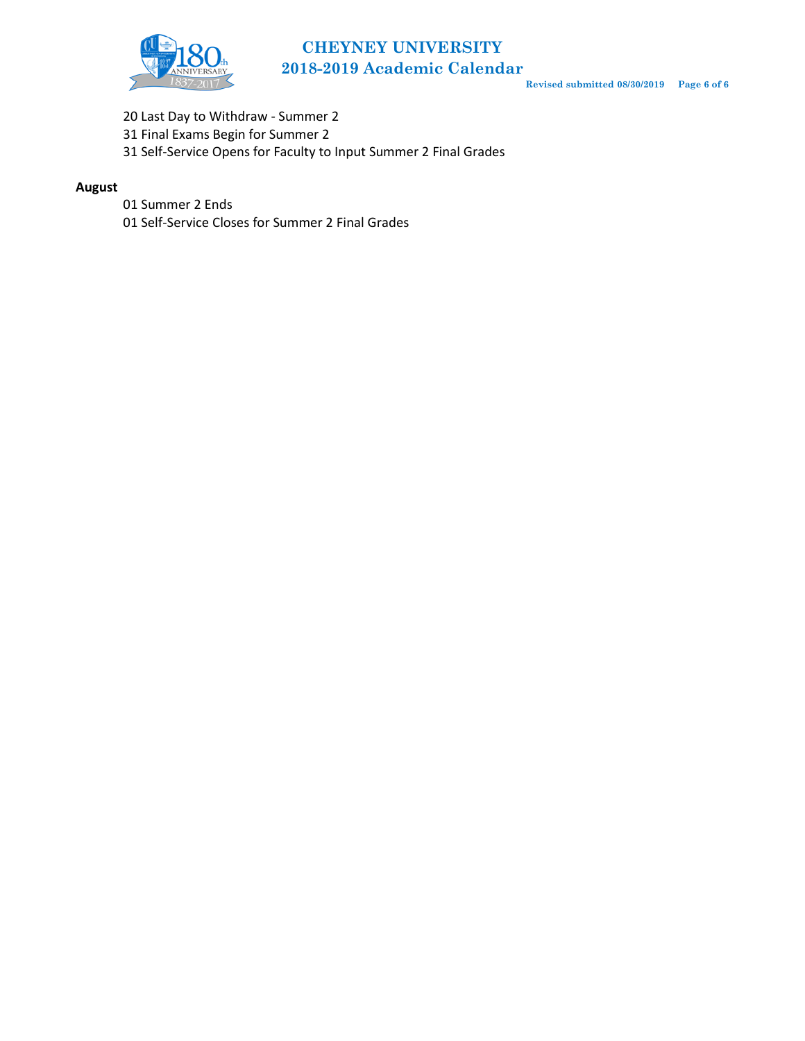20 Last Day to Withdraw - Summer 2
31 Final Exams Begin for Summer 2
31 Self-Service Opens for Faculty to Input Summer 2 Final Grades

**August**

01 Summer 2 Ends
01 Self-Service Closes for Summer 2 Final Grades